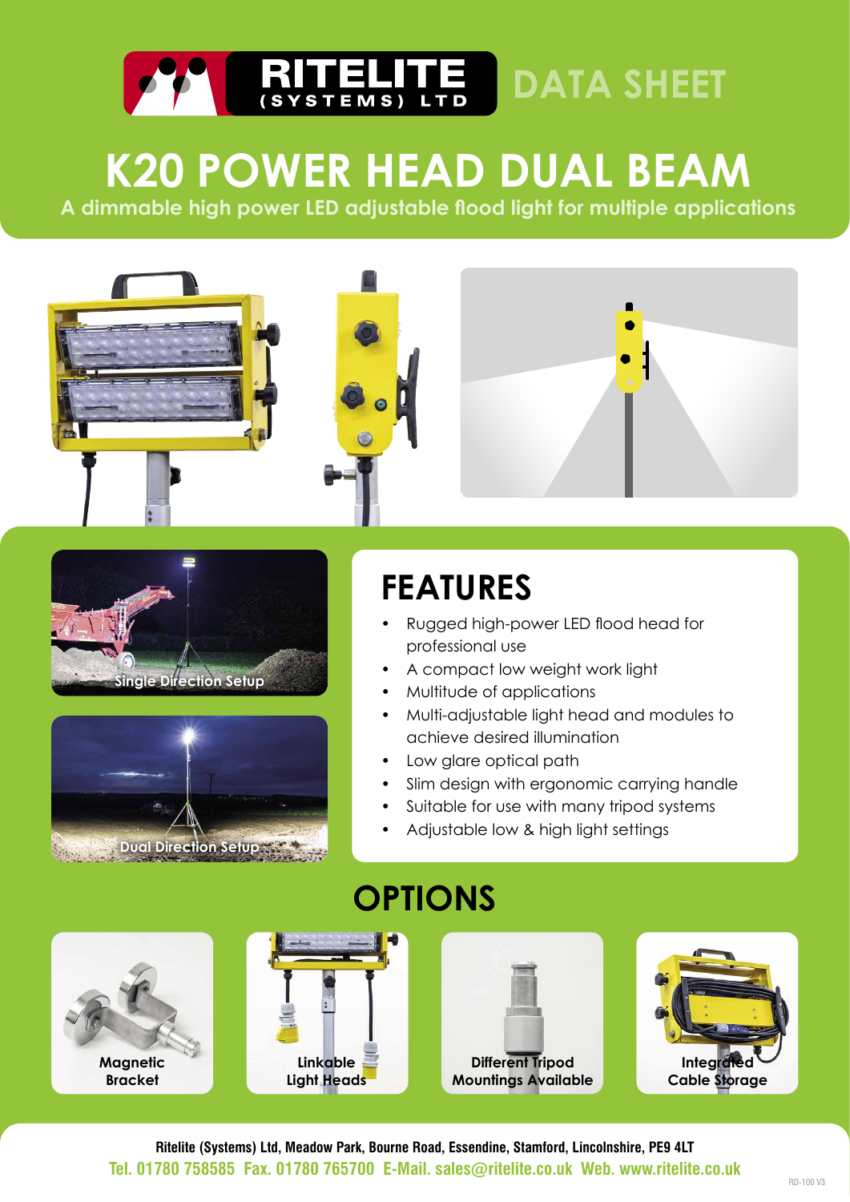RITELITE (SYSTEMS) LTD

DATA SHEET

# K20 POWER HEAD DUAL BEAM

**A dimmable high power LED adjustable flood light for multiple applications**

Single Direction Setup

Dual Direction Setup

## FEATURES

- Rugged high-power LED flood head for professional use
- A compact low weight work light
- Multitude of applications
- Multi-adjustable light head and modules to achieve desired illumination
- Low glare optical path
- Slim design with ergonomic carrying handle
- Suitable for use with many tripod systems
- Adjustable low & high light settings

## OPTIONS

- Magnetic Bracket
- Linkable Light Heads
- Different Tripod Mountings Available
- Integrated Cable Storage

**Ritelite (Systems) Ltd, Meadow Park, Bourne Road, Essendine, Stamford, Lincolnshire, PE9 4LT**

**Tel. 01780 758585 Fax. 01780 765700 E-Mail. sales@ritelite.co.uk Web. www.ritelite.co.uk**

RD-100 V3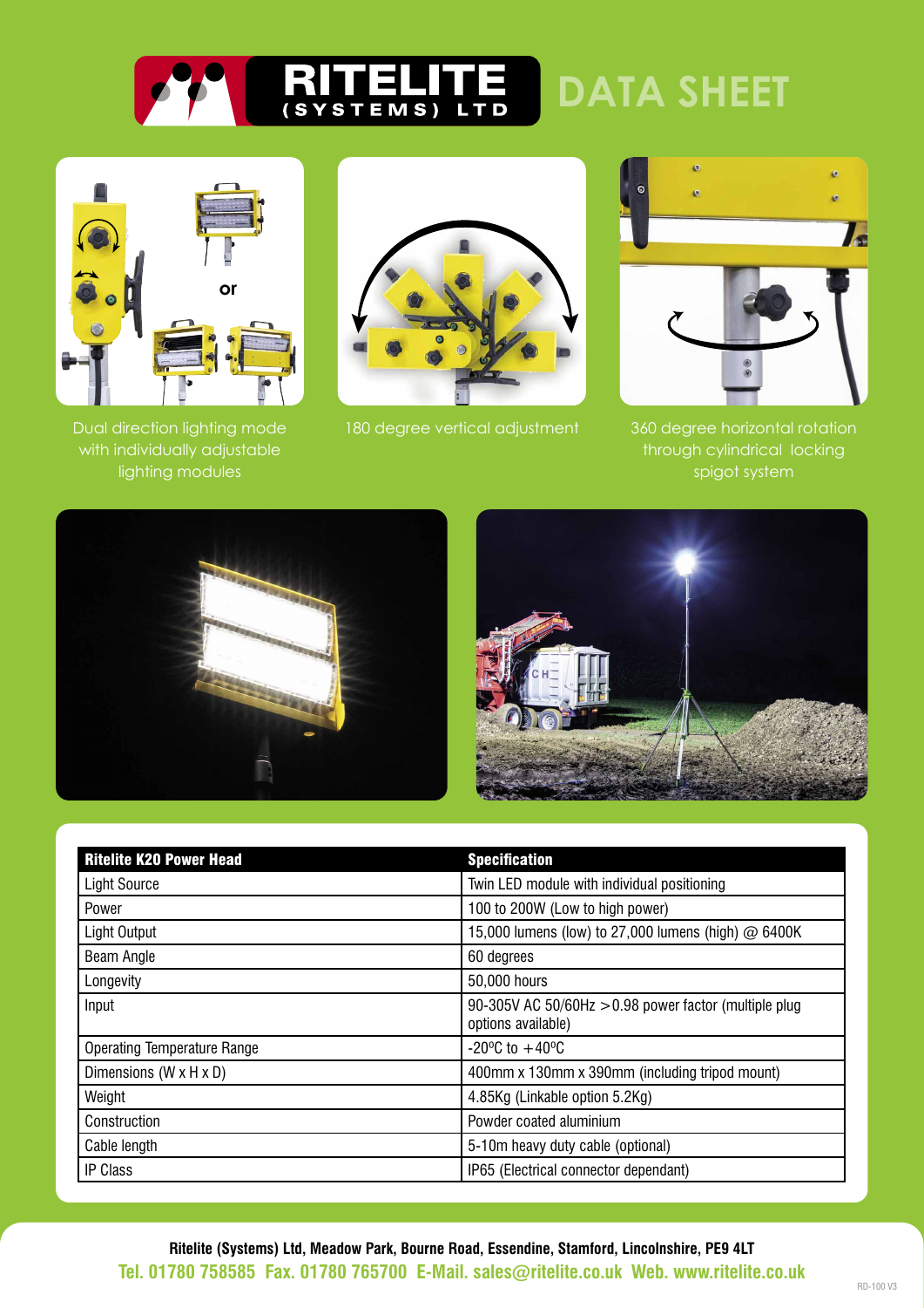# RITELITE (SYSTEMS) LTD DATA SHEET

Dual direction lighting mode with individually adjustable lighting modules

180 degree vertical adjustment

360 degree horizontal rotation through cylindrical locking spigot system

| Ritelite K20 Power Head | Specification |
|---|---|
| Light Source | Twin LED module with individual positioning |
| Power | 100 to 200W (Low to high power) |
| Light Output | 15,000 lumens (low) to 27,000 lumens (high) @ 6400K |
| Beam Angle | 60 degrees |
| Longevity | 50,000 hours |
| Input | 90-305V AC 50/60Hz >0.98 power factor (multiple plug options available) |
| Operating Temperature Range | -20ºC to +40ºC |
| Dimensions (W x H x D) | 400mm x 130mm x 390mm (including tripod mount) |
| Weight | 4.85Kg (Linkable option 5.2Kg) |
| Construction | Powder coated aluminium |
| Cable length | 5-10m heavy duty cable (optional) |
| IP Class | IP65 (Electrical connector dependant) |

**Ritelite (Systems) Ltd, Meadow Park, Bourne Road, Essendine, Stamford, Lincolnshire, PE9 4LT**

**Tel. 01780 758585 Fax. 01780 765700 E-Mail. sales@ritelite.co.uk Web. www.ritelite.co.uk**

RD-100 V3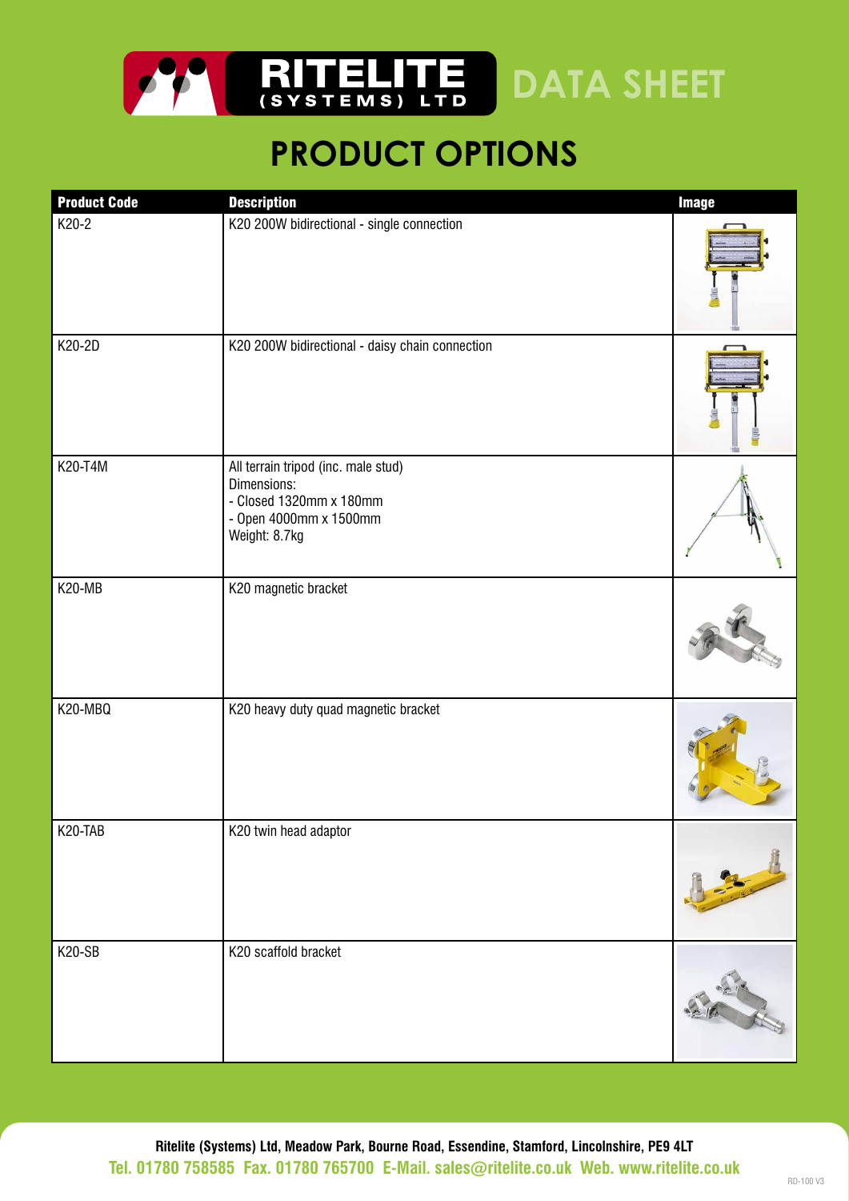# RITELITE (SYSTEMS) LTD DATA SHEET

## PRODUCT OPTIONS

| Product Code | Description | Image |
| --- | --- | --- |
| K20-2 | K20 200W bidirectional - single connection | |
| K20-2D | K20 200W bidirectional - daisy chain connection | |
| K20-T4M | All terrain tripod (inc. male stud)<br>Dimensions:<br>- Closed 1320mm x 180mm<br>- Open 4000mm x 1500mm<br>Weight: 8.7kg | |
| K20-MB | K20 magnetic bracket | |
| K20-MBQ | K20 heavy duty quad magnetic bracket | |
| K20-TAB | K20 twin head adaptor | |
| K20-SB | K20 scaffold bracket | |

**Ritelite (Systems) Ltd, Meadow Park, Bourne Road, Essendine, Stamford, Lincolnshire, PE9 4LT**

**Tel. 01780 758585 Fax. 01780 765700 E-Mail. sales@ritelite.co.uk Web. www.ritelite.co.uk**

RD-100 V3